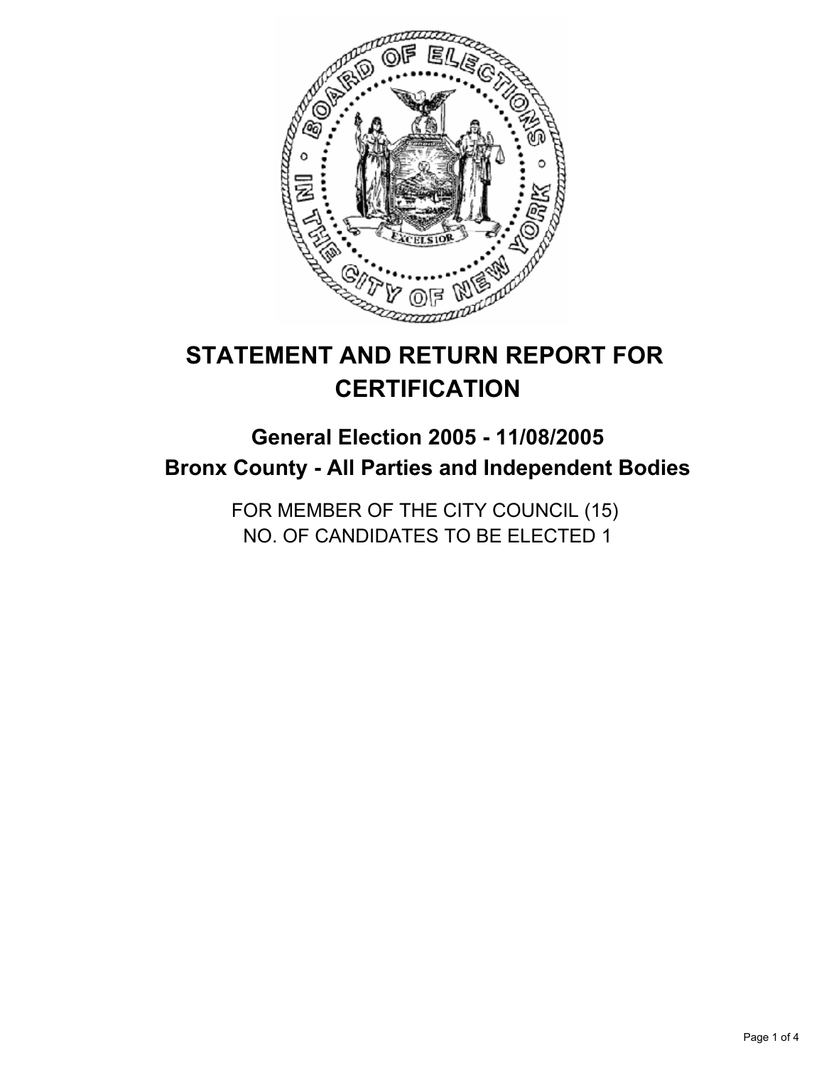# STATEMENT AND RETURN REPORT FOR CERTIFICATION

## General Election 2005 - 11/08/2005
## Bronx County - All Parties and Independent Bodies

FOR MEMBER OF THE CITY COUNCIL (15)
NO. OF CANDIDATES TO BE ELECTED 1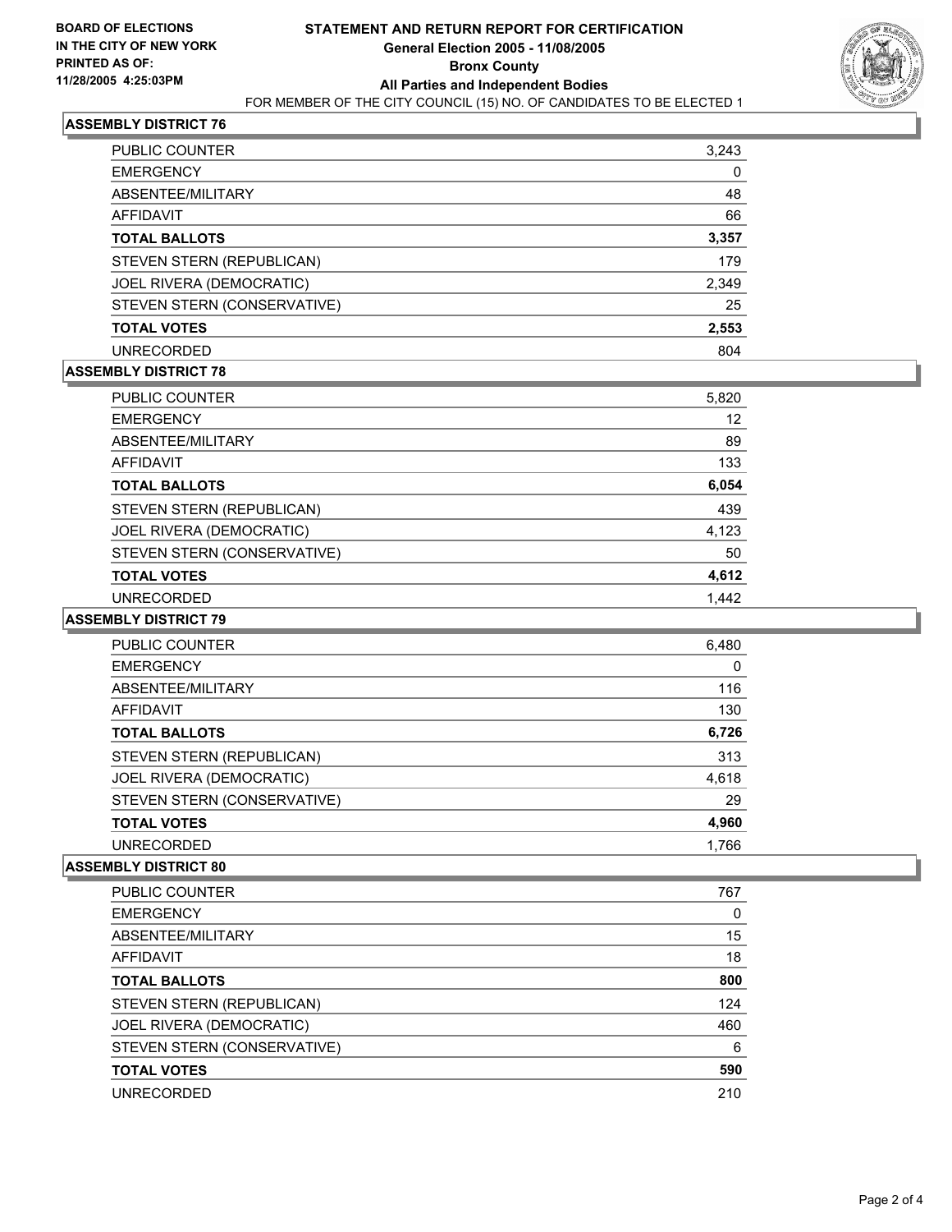BOARD OF ELECTIONS
IN THE CITY OF NEW YORK
PRINTED AS OF:
11/28/2005 4:25:03PM

# STATEMENT AND RETURN REPORT FOR CERTIFICATION
## General Election 2005 - 11/08/2005
## Bronx County
## All Parties and Independent Bodies
FOR MEMBER OF THE CITY COUNCIL (15) NO. OF CANDIDATES TO BE ELECTED 1

### ASSEMBLY DISTRICT 76

| | |
|---|---|
| PUBLIC COUNTER | 3,243 |
| EMERGENCY | 0 |
| ABSENTEE/MILITARY | 48 |
| AFFIDAVIT | 66 |
| **TOTAL BALLOTS** | **3,357** |
| STEVEN STERN (REPUBLICAN) | 179 |
| JOEL RIVERA (DEMOCRATIC) | 2,349 |
| STEVEN STERN (CONSERVATIVE) | 25 |
| **TOTAL VOTES** | **2,553** |
| UNRECORDED | 804 |

### ASSEMBLY DISTRICT 78

| | |
|---|---|
| PUBLIC COUNTER | 5,820 |
| EMERGENCY | 12 |
| ABSENTEE/MILITARY | 89 |
| AFFIDAVIT | 133 |
| **TOTAL BALLOTS** | **6,054** |
| STEVEN STERN (REPUBLICAN) | 439 |
| JOEL RIVERA (DEMOCRATIC) | 4,123 |
| STEVEN STERN (CONSERVATIVE) | 50 |
| **TOTAL VOTES** | **4,612** |
| UNRECORDED | 1,442 |

### ASSEMBLY DISTRICT 79

| | |
|---|---|
| PUBLIC COUNTER | 6,480 |
| EMERGENCY | 0 |
| ABSENTEE/MILITARY | 116 |
| AFFIDAVIT | 130 |
| **TOTAL BALLOTS** | **6,726** |
| STEVEN STERN (REPUBLICAN) | 313 |
| JOEL RIVERA (DEMOCRATIC) | 4,618 |
| STEVEN STERN (CONSERVATIVE) | 29 |
| **TOTAL VOTES** | **4,960** |
| UNRECORDED | 1,766 |

### ASSEMBLY DISTRICT 80

| | |
|---|---|
| PUBLIC COUNTER | 767 |
| EMERGENCY | 0 |
| ABSENTEE/MILITARY | 15 |
| AFFIDAVIT | 18 |
| **TOTAL BALLOTS** | **800** |
| STEVEN STERN (REPUBLICAN) | 124 |
| JOEL RIVERA (DEMOCRATIC) | 460 |
| STEVEN STERN (CONSERVATIVE) | 6 |
| **TOTAL VOTES** | **590** |
| UNRECORDED | 210 |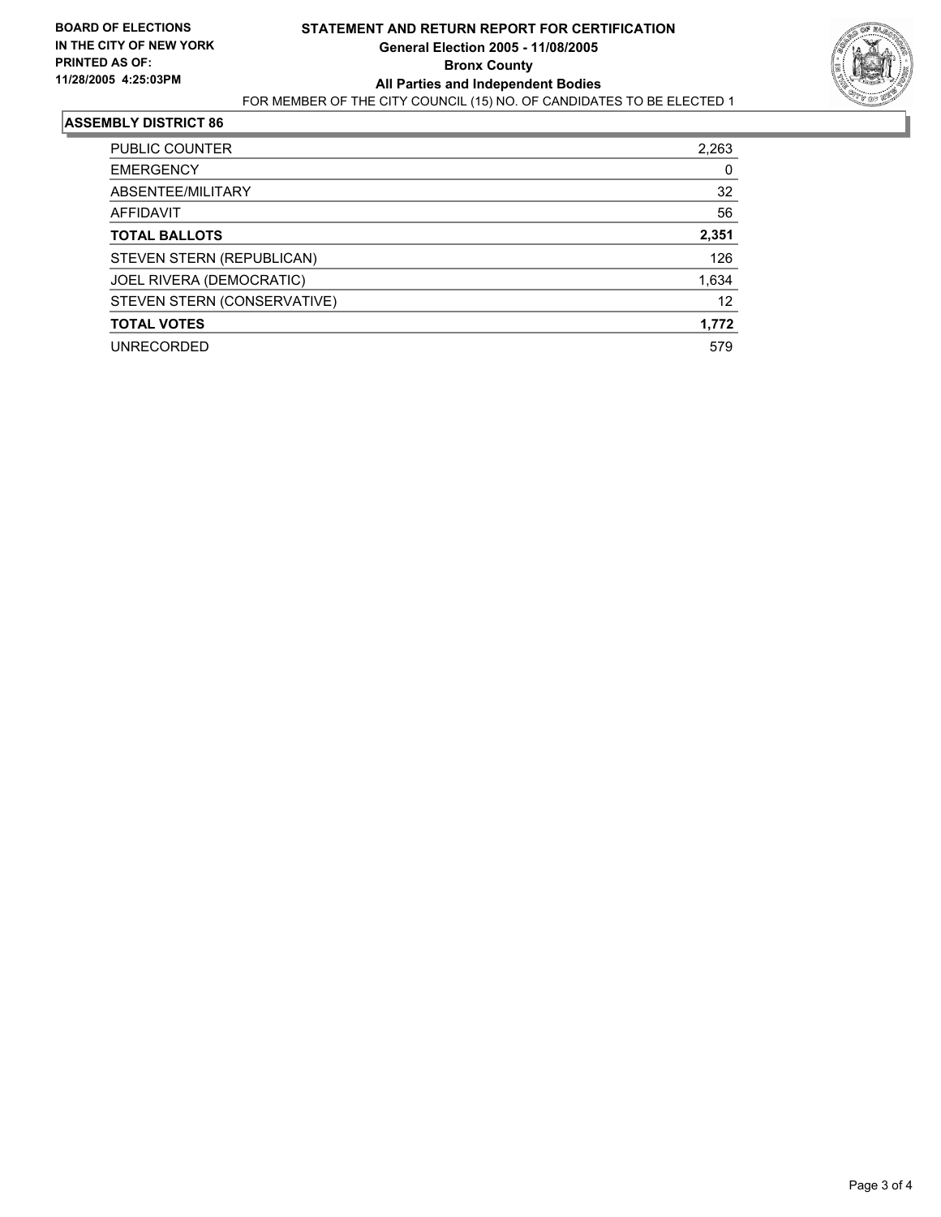**BOARD OF ELECTIONS**
**IN THE CITY OF NEW YORK**
**PRINTED AS OF:**
**11/28/2005 4:25:03PM**

**STATEMENT AND RETURN REPORT FOR CERTIFICATION**
**General Election 2005 - 11/08/2005**
**Bronx County**
**All Parties and Independent Bodies**
FOR MEMBER OF THE CITY COUNCIL (15) NO. OF CANDIDATES TO BE ELECTED 1

## ASSEMBLY DISTRICT 86

| | |
|---|---|
| PUBLIC COUNTER | 2,263 |
| EMERGENCY | 0 |
| ABSENTEE/MILITARY | 32 |
| AFFIDAVIT | 56 |
| **TOTAL BALLOTS** | **2,351** |
| STEVEN STERN (REPUBLICAN) | 126 |
| JOEL RIVERA (DEMOCRATIC) | 1,634 |
| STEVEN STERN (CONSERVATIVE) | 12 |
| **TOTAL VOTES** | **1,772** |
| UNRECORDED | 579 |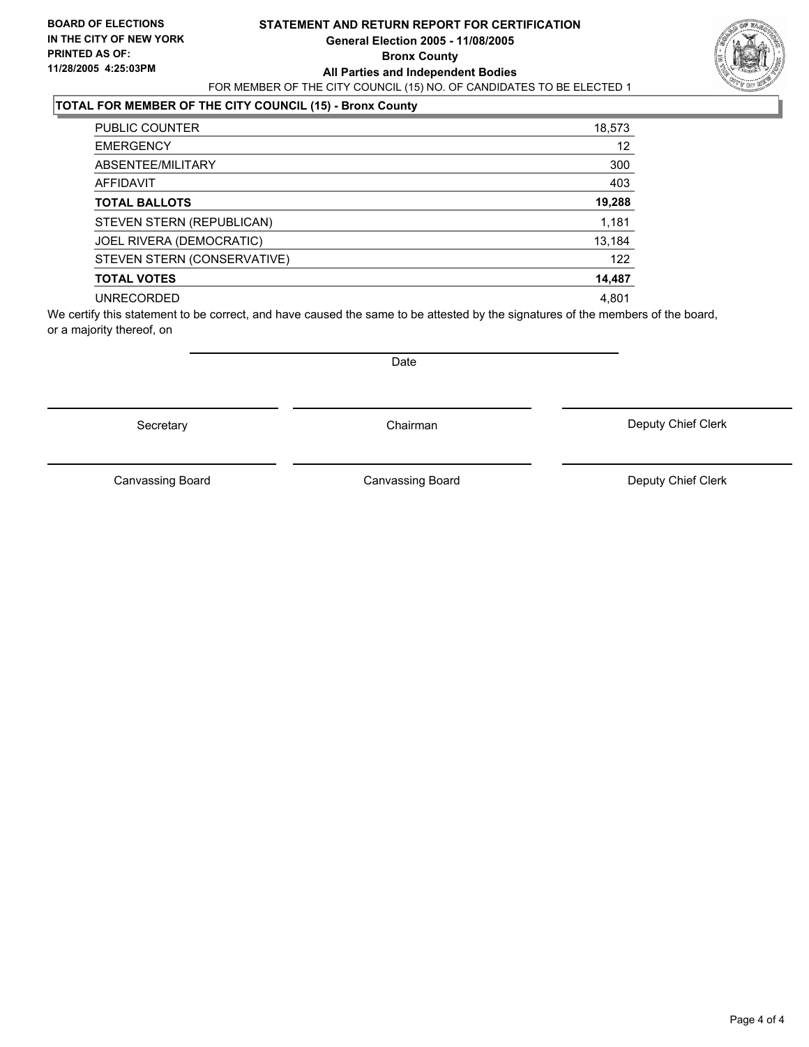**BOARD OF ELECTIONS IN THE CITY OF NEW YORK**
**PRINTED AS OF:**
**11/28/2005 4:25:03PM**

**STATEMENT AND RETURN REPORT FOR CERTIFICATION**
**General Election 2005 - 11/08/2005**
**Bronx County**
**All Parties and Independent Bodies**
FOR MEMBER OF THE CITY COUNCIL (15) NO. OF CANDIDATES TO BE ELECTED 1

**TOTAL FOR MEMBER OF THE CITY COUNCIL (15) - Bronx County**

| | |
|---|---|
| PUBLIC COUNTER | 18,573 |
| EMERGENCY | 12 |
| ABSENTEE/MILITARY | 300 |
| AFFIDAVIT | 403 |
| **TOTAL BALLOTS** | **19,288** |
| STEVEN STERN (REPUBLICAN) | 1,181 |
| JOEL RIVERA (DEMOCRATIC) | 13,184 |
| STEVEN STERN (CONSERVATIVE) | 122 |
| **TOTAL VOTES** | **14,487** |
| UNRECORDED | 4,801 |

We certify this statement to be correct, and have caused the same to be attested by the signatures of the members of the board, or a majority thereof, on

Date

Secretary

Chairman

Deputy Chief Clerk

Canvassing Board

Canvassing Board

Deputy Chief Clerk